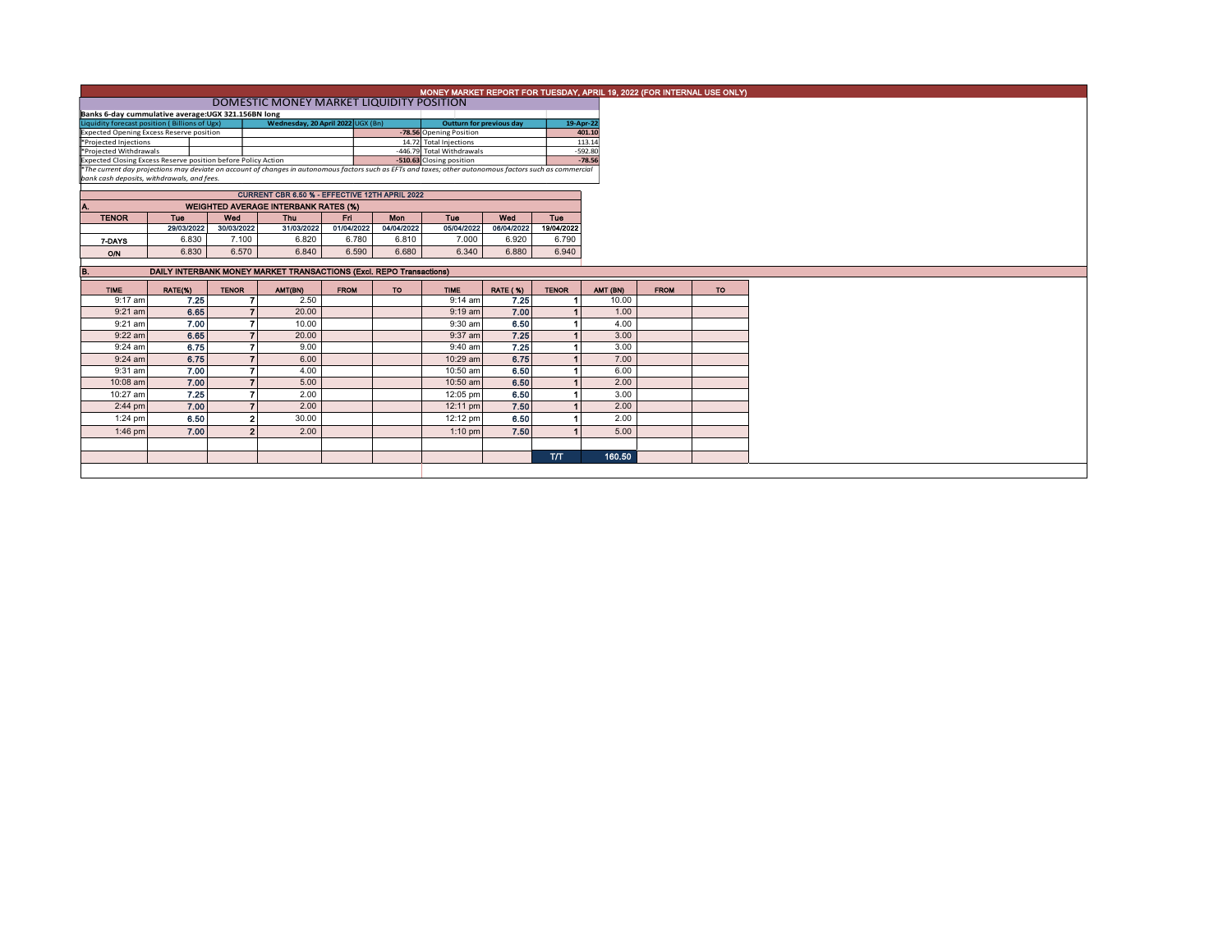# MONEY MARKET REPORT FOR TUESDAY, APRIL 19, 2022 (FOR INTERNAL USE ONLY)

## DOMESTIC MONEY MARKET LIQUIDITY POSITION

**Banks 6-day cummulative average:UGX 321.156BN long**

| Liquidity forecast position (Billions of Ugx) | Wednesday, 20 April 2022 UGX (Bn) | Outturn for previous day | 19-Apr-22 |
|---|---|---|---|
| Expected Opening Excess Reserve position | -78.56 | Opening Position | 401.10 |
| *Projected Injections | 14.72 | Total Injections | 113.14 |
| *Projected Withdrawals | -446.79 | Total Withdrawals | -592.80 |
| Expected Closing Excess Reserve position before Policy Action | -510.63 | Closing position | -78.56 |

*The current day projections may deviate on account of changes in autonomous factors such as EFTs and taxes; other autonomous factors such as commercial bank cash deposits, withdrawals, and fees.*

**CURRENT CBR 6.50 % - EFFECTIVE 12TH APRIL 2022**

### A. WEIGHTED AVERAGE INTERBANK RATES (%)

| TENOR | Tue 29/03/2022 | Wed 30/03/2022 | Thu 31/03/2022 | Fri 01/04/2022 | Mon 04/04/2022 | Tue 05/04/2022 | Wed 06/04/2022 | Tue 19/04/2022 |
|---|---|---|---|---|---|---|---|---|
| 7-DAYS | 6.830 | 7.100 | 6.820 | 6.780 | 6.810 | 7.000 | 6.920 | 6.790 |
| O/N | 6.830 | 6.570 | 6.840 | 6.590 | 6.680 | 6.340 | 6.880 | 6.940 |

### B. DAILY INTERBANK MONEY MARKET TRANSACTIONS (Excl. REPO Transactions)

| TIME | RATE(%) | TENOR | AMT(BN) | FROM | TO | TIME | RATE (%) | TENOR | AMT (BN) | FROM | TO |
|---|---|---|---|---|---|---|---|---|---|---|---|
| 9:17 am | 7.25 | 7 | 2.50 | | | 9:14 am | 7.25 | 1 | 10.00 | | |
| 9:21 am | 6.65 | 7 | 20.00 | | | 9:19 am | 7.00 | 1 | 1.00 | | |
| 9:21 am | 7.00 | 7 | 10.00 | | | 9:30 am | 6.50 | 1 | 4.00 | | |
| 9:22 am | 6.65 | 7 | 20.00 | | | 9:37 am | 7.25 | 1 | 3.00 | | |
| 9:24 am | 6.75 | 7 | 9.00 | | | 9:40 am | 7.25 | 1 | 3.00 | | |
| 9:24 am | 6.75 | 7 | 6.00 | | | 10:29 am | 6.75 | 1 | 7.00 | | |
| 9:31 am | 7.00 | 7 | 4.00 | | | 10:50 am | 6.50 | 1 | 6.00 | | |
| 10:08 am | 7.00 | 7 | 5.00 | | | 10:50 am | 6.50 | 1 | 2.00 | | |
| 10:27 am | 7.25 | 7 | 2.00 | | | 12:05 pm | 6.50 | 1 | 3.00 | | |
| 2:44 pm | 7.00 | 7 | 2.00 | | | 12:11 pm | 7.50 | 1 | 2.00 | | |
| 1:24 pm | 6.50 | 2 | 30.00 | | | 12:12 pm | 6.50 | 1 | 2.00 | | |
| 1:46 pm | 7.00 | 2 | 2.00 | | | 1:10 pm | 7.50 | 1 | 5.00 | | |
| | | | | | | | | T/T | 160.50 | | |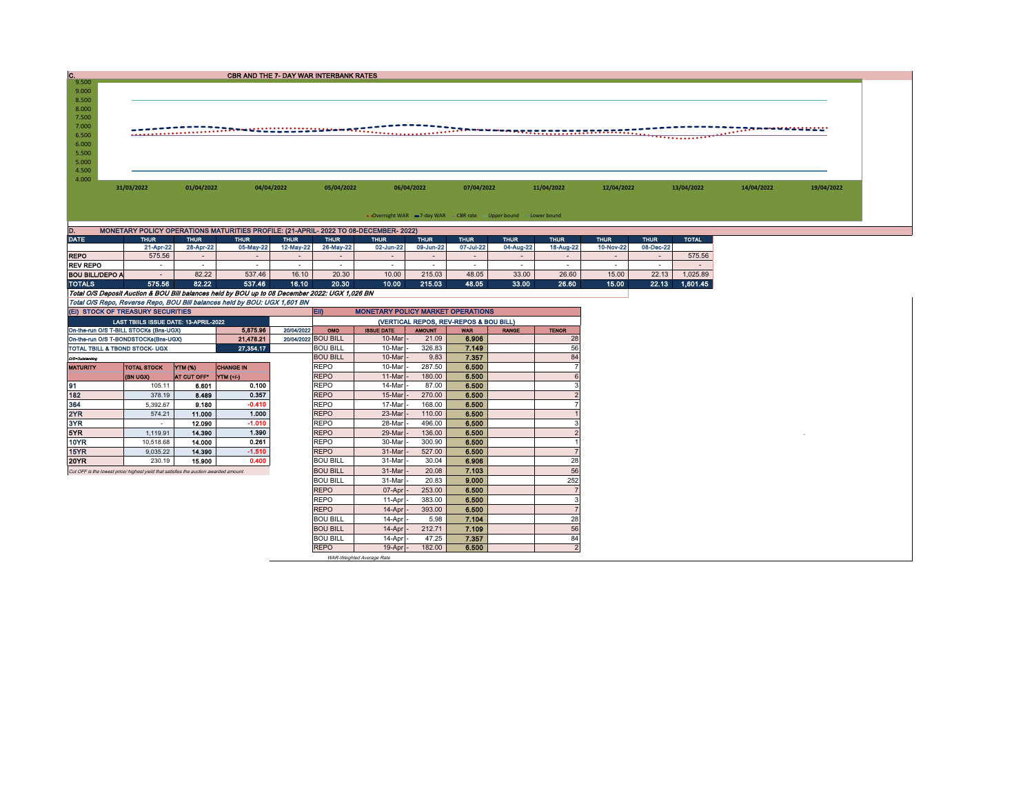## C. CBR AND THE 7- DAY WAR INTERBANK RATES

9.500
9.000
8.500
8.000
7.500
7.000
6.500
6.000
5.500
5.000
4.500
4.000

31/03/2022 01/04/2022 04/04/2022 05/04/2022 06/04/2022 07/04/2022 11/04/2022 12/04/2022 13/04/2022 14/04/2022 19/04/2022

Overnight WAR 7-day WAR CBR rate Upper bound Lower bound

## D. MONETARY POLICY OPERATIONS MATURITIES PROFILE: (21-APRIL- 2022 TO 08-DECEMBER- 2022)

| DATE | THUR | THUR | THUR | THUR | THUR | THUR | THUR | THUR | THUR | THUR | THUR | THUR | TOTAL |
|---|---|---|---|---|---|---|---|---|---|---|---|---|---|
| | 21-Apr-22 | 28-Apr-22 | 05-May-22 | 12-May-22 | 26-May-22 | 02-Jun-22 | 09-Jun-22 | 07-Jul-22 | 04-Aug-22 | 18-Aug-22 | 10-Nov-22 | 08-Dec-22 | |
| REPO | 575.56 | - | - | - | - | - | - | - | - | - | - | - | 575.56 |
| REV REPO | - | - | - | - | - | - | - | - | - | - | - | - | - |
| BOU BILL/DEPO A | - | 82.22 | 537.46 | 16.10 | 20.30 | 10.00 | 215.03 | 48.05 | 33.00 | 26.60 | 15.00 | 22.13 | 1,025.89 |
| TOTALS | 575.56 | 82.22 | 537.46 | 16.10 | 20.30 | 10.00 | 215.03 | 48.05 | 33.00 | 26.60 | 15.00 | 22.13 | 1,601.45 |

*Total O/S Deposit Auction & BOU Bill balances held by BOU up to 08 December 2022: UGX 1,026 BN*

*Total O/S Repo, Reverse Repo, BOU Bill balances held by BOU: UGX 1,601 BN*

## (EI) STOCK OF TREASURY SECURITIES

| LAST TBIILS ISSUE DATE: 13-APRIL-2022 | | |
|---|---|---|
| On-the-run O/S T-BILL STOCKs (Bns-UGX) | 5,875.96 | 20/04/2022 |
| On-the-run O/S T-BONDSTOCKs(Bns-UGX) | 21,478.21 | 20/04/2022 |
| TOTAL TBILL & TBOND STOCK- UGX | 27,354.17 | |

*O/S=Outstanding*

| MATURITY | TOTAL STOCK (BN UGX) | YTM (%) AT CUT OFF* | CHANGE IN YTM (+/-) |
|---|---|---|---|
| 91 | 105.11 | 6.601 | 0.100 |
| 182 | 378.19 | 8.489 | 0.357 |
| 364 | 5,392.67 | 9.180 | -0.410 |
| 2YR | 574.21 | 11.000 | 1.000 |
| 3YR | - | 12.090 | -1.010 |
| 5YR | 1,119.91 | 14.390 | 1.390 |
| 10YR | 10,518.68 | 14.000 | 0.261 |
| 15YR | 9,035.22 | 14.390 | -1.510 |
| 20YR | 230.19 | 15.900 | 0.400 |

*Cut OFF is the lowest price/ highest yield that satisfies the auction awarded amount.*

## EII) MONETARY POLICY MARKET OPERATIONS

(VERTICAL REPOS, REV-REPOS & BOU BILL)

| OMO | ISSUE DATE | AMOUNT | WAR | RANGE | TENOR |
|---|---|---|---|---|---|
| BOU BILL | 10-Mar | 21.09 | 6.906 | | 28 |
| BOU BILL | 10-Mar | 326.83 | 7.149 | | 56 |
| BOU BILL | 10-Mar | 9.83 | 7.357 | | 84 |
| REPO | 10-Mar | 287.50 | 6.500 | | 7 |
| REPO | 11-Mar | 180.00 | 6.500 | | 6 |
| REPO | 14-Mar | 87.00 | 6.500 | | 3 |
| REPO | 15-Mar | 270.00 | 6.500 | | 2 |
| REPO | 17-Mar | 168.00 | 6.500 | | 7 |
| REPO | 23-Mar | 110.00 | 6.500 | | 1 |
| REPO | 28-Mar | 496.00 | 6.500 | | 3 |
| REPO | 29-Mar | 136.00 | 6.500 | | 2 |
| REPO | 30-Mar | 300.90 | 6.500 | | 1 |
| REPO | 31-Mar | 527.00 | 6.500 | | 7 |
| BOU BILL | 31-Mar | 30.04 | 6.906 | | 28 |
| BOU BILL | 31-Mar | 20.08 | 7.103 | | 56 |
| BOU BILL | 31-Mar | 20.83 | 9.000 | | 252 |
| REPO | 07-Apr | 253.00 | 6.500 | | 7 |
| REPO | 11-Apr | 383.00 | 6.500 | | 3 |
| REPO | 14-Apr | 393.00 | 6.500 | | 7 |
| BOU BILL | 14-Apr | 5.98 | 7.104 | | 28 |
| BOU BILL | 14-Apr | 212.71 | 7.109 | | 56 |
| BOU BILL | 14-Apr | 47.25 | 7.357 | | 84 |
| REPO | 19-Apr | 182.00 | 6.500 | | 2 |

*WAR-Weighted Average Rate*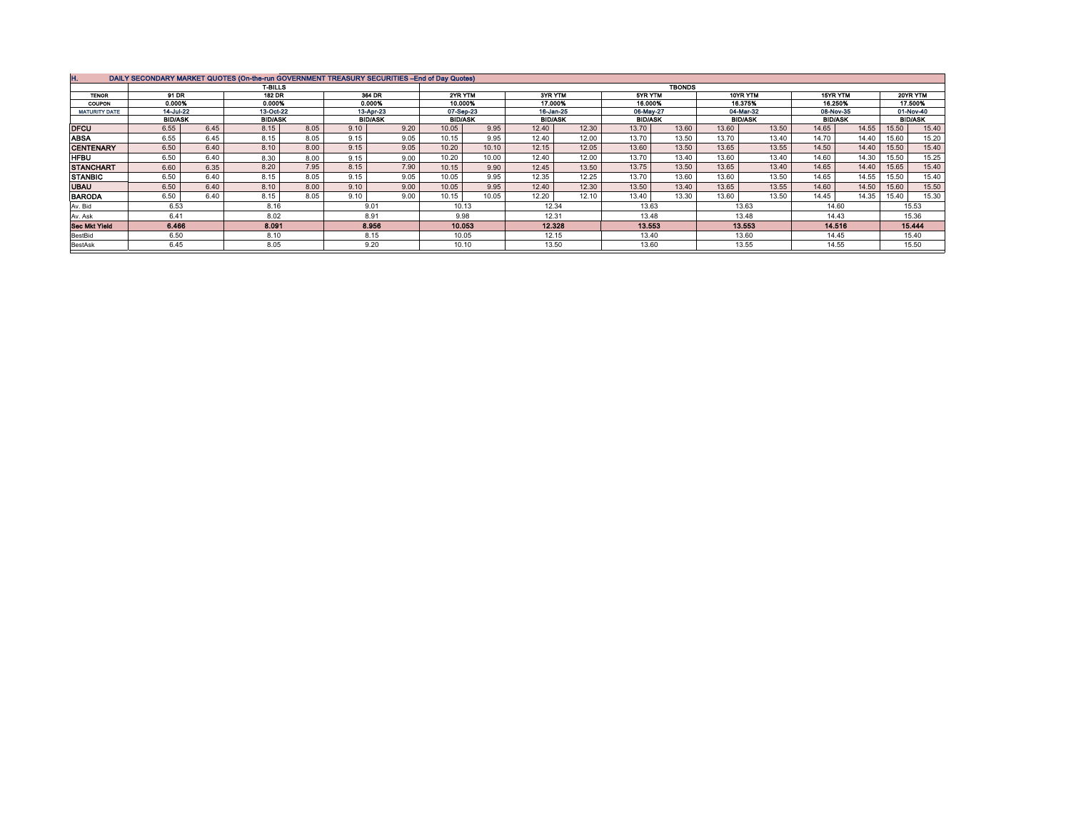## H. DAILY SECONDARY MARKET QUOTES (On-the-run GOVERNMENT TREASURY SECURITIES –End of Day Quotes)

| | T-BILLS | | | | | | TBONDS | | | | | | | | | | | |
|---|---|---|---|---|---|---|---|---|---|---|---|---|---|---|---|---|---|---|
| TENOR | 91 DR | | 182 DR | | 364 DR | | 2YR YTM | | 3YR YTM | | 5YR YTM | | 10YR YTM | | 15YR YTM | | 20YR YTM | |
| COUPON | 0.000% | | 0.000% | | 0.000% | | 10.000% | | 17.000% | | 16.000% | | 16.375% | | 16.250% | | 17.500% | |
| MATURITY DATE | 14-Jul-22 | | 13-Oct-22 | | 13-Apr-23 | | 07-Sep-23 | | 16-Jan-25 | | 06-May-27 | | 04-Mar-32 | | 08-Nov-35 | | 01-Nov-40 | |
| | BID/ASK | | BID/ASK | | BID/ASK | | BID/ASK | | BID/ASK | | BID/ASK | | BID/ASK | | BID/ASK | | BID/ASK | |
| DFCU | 6.55 | 6.45 | 8.15 | 8.05 | 9.10 | 9.20 | 10.05 | 9.95 | 12.40 | 12.30 | 13.70 | 13.60 | 13.60 | 13.50 | 14.65 | 14.55 | 15.50 | 15.40 |
| ABSA | 6.55 | 6.45 | 8.15 | 8.05 | 9.15 | 9.05 | 10.15 | 9.95 | 12.40 | 12.00 | 13.70 | 13.50 | 13.70 | 13.40 | 14.70 | 14.40 | 15.60 | 15.20 |
| CENTENARY | 6.50 | 6.40 | 8.10 | 8.00 | 9.15 | 9.05 | 10.20 | 10.10 | 12.15 | 12.05 | 13.60 | 13.50 | 13.65 | 13.55 | 14.50 | 14.40 | 15.50 | 15.40 |
| HFBU | 6.50 | 6.40 | 8.30 | 8.00 | 9.15 | 9.00 | 10.20 | 10.00 | 12.40 | 12.00 | 13.70 | 13.40 | 13.60 | 13.40 | 14.60 | 14.30 | 15.50 | 15.25 |
| STANCHART | 6.60 | 6.35 | 8.20 | 7.95 | 8.15 | 7.90 | 10.15 | 9.90 | 12.45 | 13.50 | 13.75 | 13.50 | 13.65 | 13.40 | 14.65 | 14.40 | 15.65 | 15.40 |
| STANBIC | 6.50 | 6.40 | 8.15 | 8.05 | 9.15 | 9.05 | 10.05 | 9.95 | 12.35 | 12.25 | 13.70 | 13.60 | 13.60 | 13.50 | 14.65 | 14.55 | 15.50 | 15.40 |
| UBAU | 6.50 | 6.40 | 8.10 | 8.00 | 9.10 | 9.00 | 10.05 | 9.95 | 12.40 | 12.30 | 13.50 | 13.40 | 13.65 | 13.55 | 14.60 | 14.50 | 15.60 | 15.50 |
| BARODA | 6.50 | 6.40 | 8.15 | 8.05 | 9.10 | 9.00 | 10.15 | 10.05 | 12.20 | 12.10 | 13.40 | 13.30 | 13.60 | 13.50 | 14.45 | 14.35 | 15.40 | 15.30 |
| Av. Bid | 6.53 | | 8.16 | | 9.01 | | 10.13 | | 12.34 | | 13.63 | | 13.63 | | 14.60 | | 15.53 | |
| Av. Ask | 6.41 | | 8.02 | | 8.91 | | 9.98 | | 12.31 | | 13.48 | | 13.48 | | 14.43 | | 15.36 | |
| **Sec Mkt Yield** | **6.466** | | **8.091** | | **8.956** | | **10.053** | | **12.328** | | **13.553** | | **13.553** | | **14.516** | | **15.444** | |
| BestBid | 6.50 | | 8.10 | | 8.15 | | 10.05 | | 12.15 | | 13.40 | | 13.60 | | 14.45 | | 15.40 | |
| BestAsk | 6.45 | | 8.05 | | 9.20 | | 10.10 | | 13.50 | | 13.60 | | 13.55 | | 14.55 | | 15.50 | |